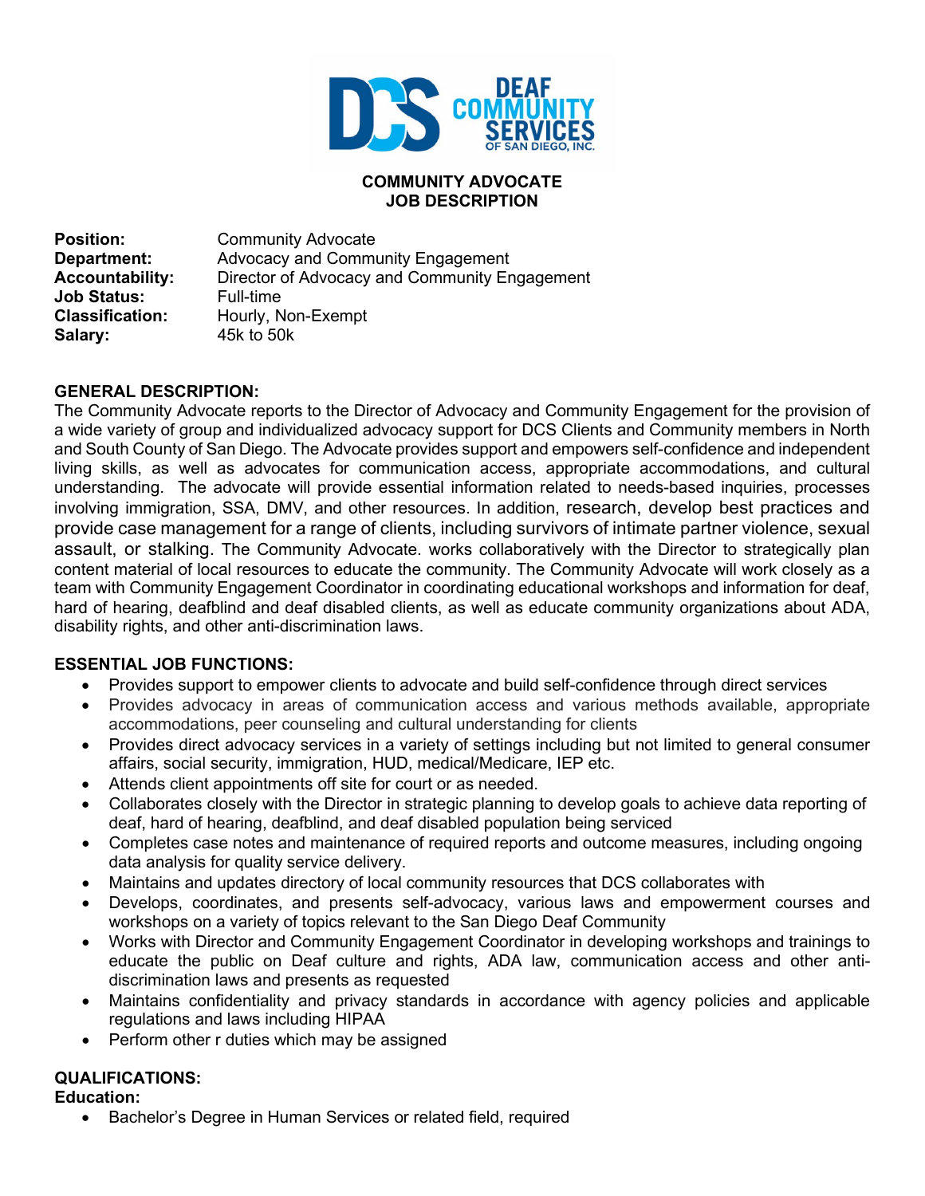**COMMUNITY ADVOCATE**
**JOB DESCRIPTION**

**Position:** Community Advocate
**Department:** Advocacy and Community Engagement
**Accountability:** Director of Advocacy and Community Engagement
**Job Status:** Full-time
**Classification:** Hourly, Non-Exempt
**Salary:** 45k to 50k

## GENERAL DESCRIPTION:

The Community Advocate reports to the Director of Advocacy and Community Engagement for the provision of a wide variety of group and individualized advocacy support for DCS Clients and Community members in North and South County of San Diego. The Advocate provides support and empowers self-confidence and independent living skills, as well as advocates for communication access, appropriate accommodations, and cultural understanding. The advocate will provide essential information related to needs-based inquiries, processes involving immigration, SSA, DMV, and other resources. In addition, research, develop best practices and provide case management for a range of clients, including survivors of intimate partner violence, sexual assault, or stalking. The Community Advocate. works collaboratively with the Director to strategically plan content material of local resources to educate the community. The Community Advocate will work closely as a team with Community Engagement Coordinator in coordinating educational workshops and information for deaf, hard of hearing, deafblind and deaf disabled clients, as well as educate community organizations about ADA, disability rights, and other anti-discrimination laws.

## ESSENTIAL JOB FUNCTIONS:

- Provides support to empower clients to advocate and build self-confidence through direct services
- Provides advocacy in areas of communication access and various methods available, appropriate accommodations, peer counseling and cultural understanding for clients
- Provides direct advocacy services in a variety of settings including but not limited to general consumer affairs, social security, immigration, HUD, medical/Medicare, IEP etc.
- Attends client appointments off site for court or as needed.
- Collaborates closely with the Director in strategic planning to develop goals to achieve data reporting of deaf, hard of hearing, deafblind, and deaf disabled population being serviced
- Completes case notes and maintenance of required reports and outcome measures, including ongoing data analysis for quality service delivery.
- Maintains and updates directory of local community resources that DCS collaborates with
- Develops, coordinates, and presents self-advocacy, various laws and empowerment courses and workshops on a variety of topics relevant to the San Diego Deaf Community
- Works with Director and Community Engagement Coordinator in developing workshops and trainings to educate the public on Deaf culture and rights, ADA law, communication access and other anti-discrimination laws and presents as requested
- Maintains confidentiality and privacy standards in accordance with agency policies and applicable regulations and laws including HIPAA
- Perform other r duties which may be assigned

## QUALIFICATIONS:

**Education:**

- Bachelor's Degree in Human Services or related field, required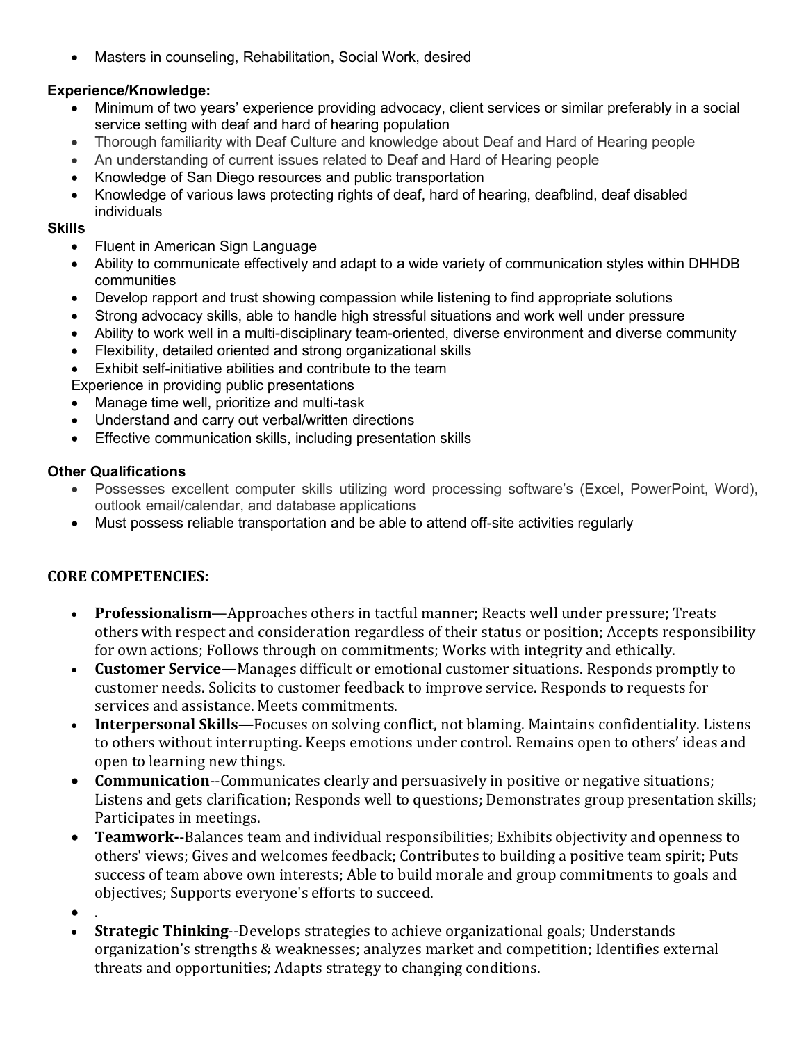- Masters in counseling, Rehabilitation, Social Work, desired

**Experience/Knowledge:**

- Minimum of two years' experience providing advocacy, client services or similar preferably in a social service setting with deaf and hard of hearing population
- Thorough familiarity with Deaf Culture and knowledge about Deaf and Hard of Hearing people
- An understanding of current issues related to Deaf and Hard of Hearing people
- Knowledge of San Diego resources and public transportation
- Knowledge of various laws protecting rights of deaf, hard of hearing, deafblind, deaf disabled individuals

**Skills**

- Fluent in American Sign Language
- Ability to communicate effectively and adapt to a wide variety of communication styles within DHHDB communities
- Develop rapport and trust showing compassion while listening to find appropriate solutions
- Strong advocacy skills, able to handle high stressful situations and work well under pressure
- Ability to work well in a multi-disciplinary team-oriented, diverse environment and diverse community
- Flexibility, detailed oriented and strong organizational skills
- Exhibit self-initiative abilities and contribute to the team

Experience in providing public presentations

- Manage time well, prioritize and multi-task
- Understand and carry out verbal/written directions
- Effective communication skills, including presentation skills

**Other Qualifications**

- Possesses excellent computer skills utilizing word processing software's (Excel, PowerPoint, Word), outlook email/calendar, and database applications
- Must possess reliable transportation and be able to attend off-site activities regularly

**CORE COMPETENCIES:**

- **Professionalism**—Approaches others in tactful manner; Reacts well under pressure; Treats others with respect and consideration regardless of their status or position; Accepts responsibility for own actions; Follows through on commitments; Works with integrity and ethically.
- **Customer Service—**Manages difficult or emotional customer situations. Responds promptly to customer needs. Solicits to customer feedback to improve service. Responds to requests for services and assistance. Meets commitments.
- **Interpersonal Skills—**Focuses on solving conflict, not blaming. Maintains confidentiality. Listens to others without interrupting. Keeps emotions under control. Remains open to others' ideas and open to learning new things.
- **Communication**--Communicates clearly and persuasively in positive or negative situations; Listens and gets clarification; Responds well to questions; Demonstrates group presentation skills; Participates in meetings.
- **Teamwork**--Balances team and individual responsibilities; Exhibits objectivity and openness to others' views; Gives and welcomes feedback; Contributes to building a positive team spirit; Puts success of team above own interests; Able to build morale and group commitments to goals and objectives; Supports everyone's efforts to succeed.
- .
- **Strategic Thinking**--Develops strategies to achieve organizational goals; Understands organization's strengths & weaknesses; analyzes market and competition; Identifies external threats and opportunities; Adapts strategy to changing conditions.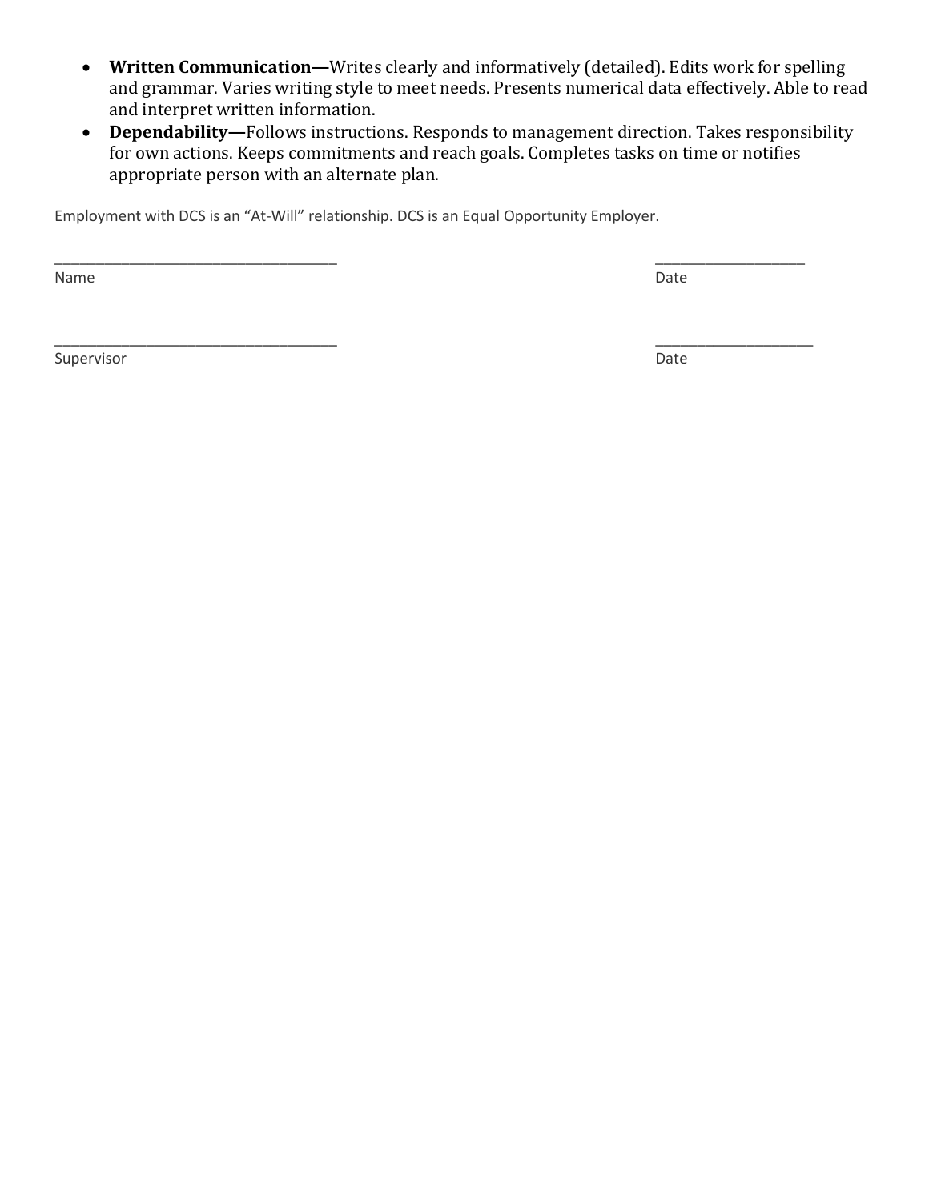- **Written Communication—**Writes clearly and informatively (detailed). Edits work for spelling and grammar. Varies writing style to meet needs. Presents numerical data effectively. Able to read and interpret written information.
- **Dependability—**Follows instructions. Responds to management direction. Takes responsibility for own actions. Keeps commitments and reach goals. Completes tasks on time or notifies appropriate person with an alternate plan.

Employment with DCS is an "At-Will" relationship. DCS is an Equal Opportunity Employer.

_______________________________________ _____________________

Name Date

_______________________________________ _____________________

Supervisor Date